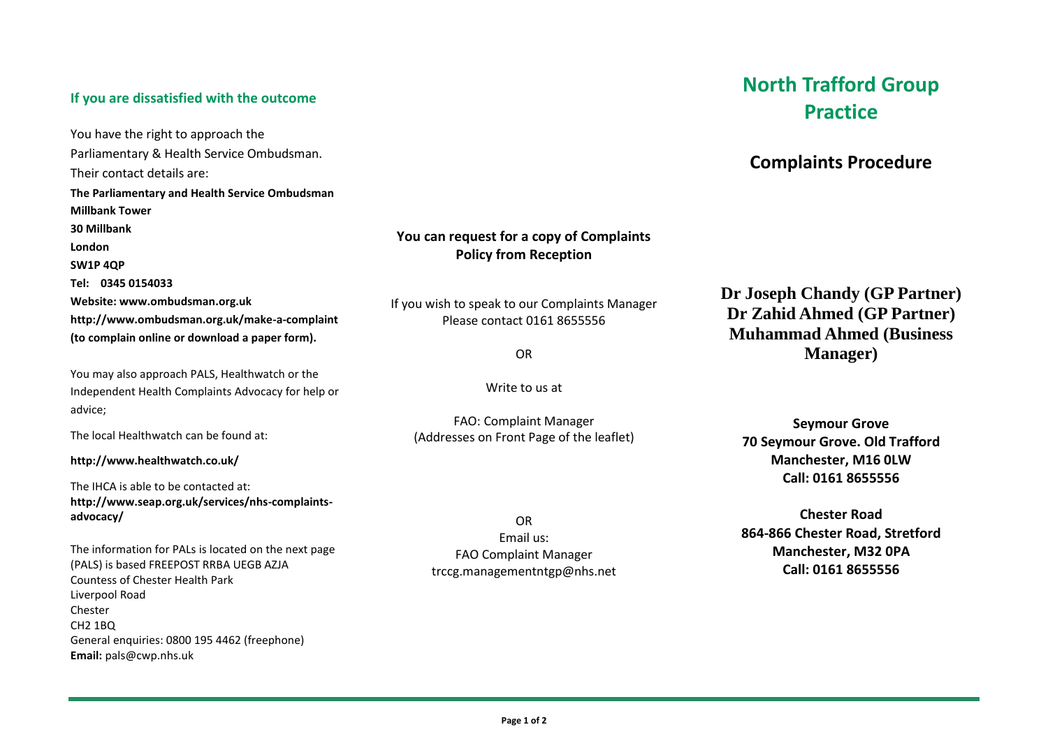# North Trafford Group Practice

## Complaints Procedure

**Dr Joseph Chandy (GP Partner)**
**Dr Zahid Ahmed (GP Partner)**
**Muhammad Ahmed (Business Manager)**

**Seymour Grove**
**70 Seymour Grove. Old Trafford**
**Manchester, M16 0LW**
**Call: 0161 8655556**

**Chester Road**
**864-866 Chester Road, Stretford**
**Manchester, M32 0PA**
**Call: 0161 8655556**

**You can request for a copy of Complaints Policy from Reception**

If you wish to speak to our Complaints Manager Please contact 0161 8655556

OR

Write to us at

FAO: Complaint Manager
(Addresses on Front Page of the leaflet)

OR
Email us:
FAO Complaint Manager
trccg.managementntgp@nhs.net

### If you are dissatisfied with the outcome

You have the right to approach the Parliamentary & Health Service Ombudsman. Their contact details are:

**The Parliamentary and Health Service Ombudsman**
**Millbank Tower**
**30 Millbank**
**London**
**SW1P 4QP**
**Tel: 0345 0154033**
**Website: www.ombudsman.org.uk**
**http://www.ombudsman.org.uk/make-a-complaint**
**(to complain online or download a paper form).**

You may also approach PALS, Healthwatch or the Independent Health Complaints Advocacy for help or advice;

The local Healthwatch can be found at:

**http://www.healthwatch.co.uk/**

The IHCA is able to be contacted at:
**http://www.seap.org.uk/services/nhs-complaints-advocacy/**

The information for PALs is located on the next page
(PALS) is based FREEPOST RRBA UEGB AZJA
Countess of Chester Health Park
Liverpool Road
Chester
CH2 1BQ
General enquiries: 0800 195 4462 (freephone)
**Email:** pals@cwp.nhs.uk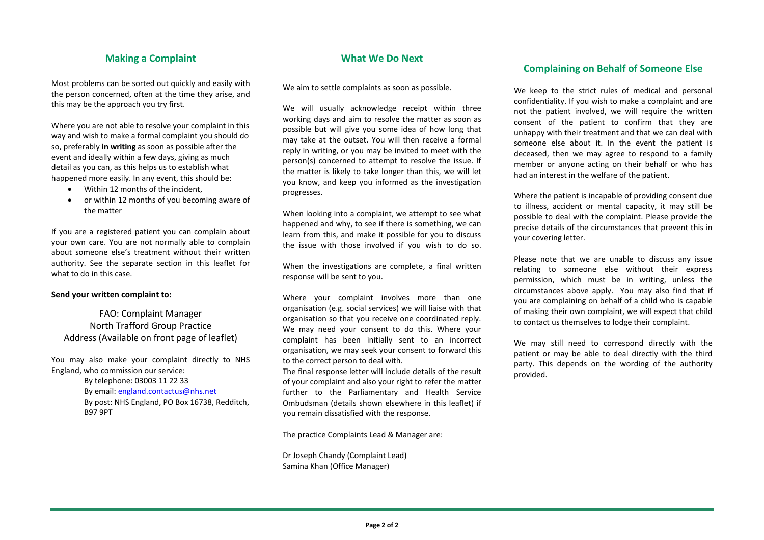## Making a Complaint

Most problems can be sorted out quickly and easily with the person concerned, often at the time they arise, and this may be the approach you try first.

Where you are not able to resolve your complaint in this way and wish to make a formal complaint you should do so, preferably **in writing** as soon as possible after the event and ideally within a few days, giving as much detail as you can, as this helps us to establish what happened more easily. In any event, this should be:

- Within 12 months of the incident,
- or within 12 months of you becoming aware of the matter

If you are a registered patient you can complain about your own care. You are not normally able to complain about someone else's treatment without their written authority. See the separate section in this leaflet for what to do in this case.

**Send your written complaint to:**

FAO: Complaint Manager
North Trafford Group Practice
Address (Available on front page of leaflet)

You may also make your complaint directly to NHS England, who commission our service:

By telephone: 03003 11 22 33
By email: england.contactus@nhs.net
By post: NHS England, PO Box 16738, Redditch, B97 9PT

## What We Do Next

We aim to settle complaints as soon as possible.

We will usually acknowledge receipt within three working days and aim to resolve the matter as soon as possible but will give you some idea of how long that may take at the outset. You will then receive a formal reply in writing, or you may be invited to meet with the person(s) concerned to attempt to resolve the issue. If the matter is likely to take longer than this, we will let you know, and keep you informed as the investigation progresses.

When looking into a complaint, we attempt to see what happened and why, to see if there is something, we can learn from this, and make it possible for you to discuss the issue with those involved if you wish to do so.

When the investigations are complete, a final written response will be sent to you.

Where your complaint involves more than one organisation (e.g. social services) we will liaise with that organisation so that you receive one coordinated reply. We may need your consent to do this. Where your complaint has been initially sent to an incorrect organisation, we may seek your consent to forward this to the correct person to deal with.
The final response letter will include details of the result of your complaint and also your right to refer the matter further to the Parliamentary and Health Service Ombudsman (details shown elsewhere in this leaflet) if you remain dissatisfied with the response.

The practice Complaints Lead & Manager are:

Dr Joseph Chandy (Complaint Lead)
Samina Khan (Office Manager)

## Complaining on Behalf of Someone Else

We keep to the strict rules of medical and personal confidentiality. If you wish to make a complaint and are not the patient involved, we will require the written consent of the patient to confirm that they are unhappy with their treatment and that we can deal with someone else about it. In the event the patient is deceased, then we may agree to respond to a family member or anyone acting on their behalf or who has had an interest in the welfare of the patient.

Where the patient is incapable of providing consent due to illness, accident or mental capacity, it may still be possible to deal with the complaint. Please provide the precise details of the circumstances that prevent this in your covering letter.

Please note that we are unable to discuss any issue relating to someone else without their express permission, which must be in writing, unless the circumstances above apply. You may also find that if you are complaining on behalf of a child who is capable of making their own complaint, we will expect that child to contact us themselves to lodge their complaint.

We may still need to correspond directly with the patient or may be able to deal directly with the third party. This depends on the wording of the authority provided.